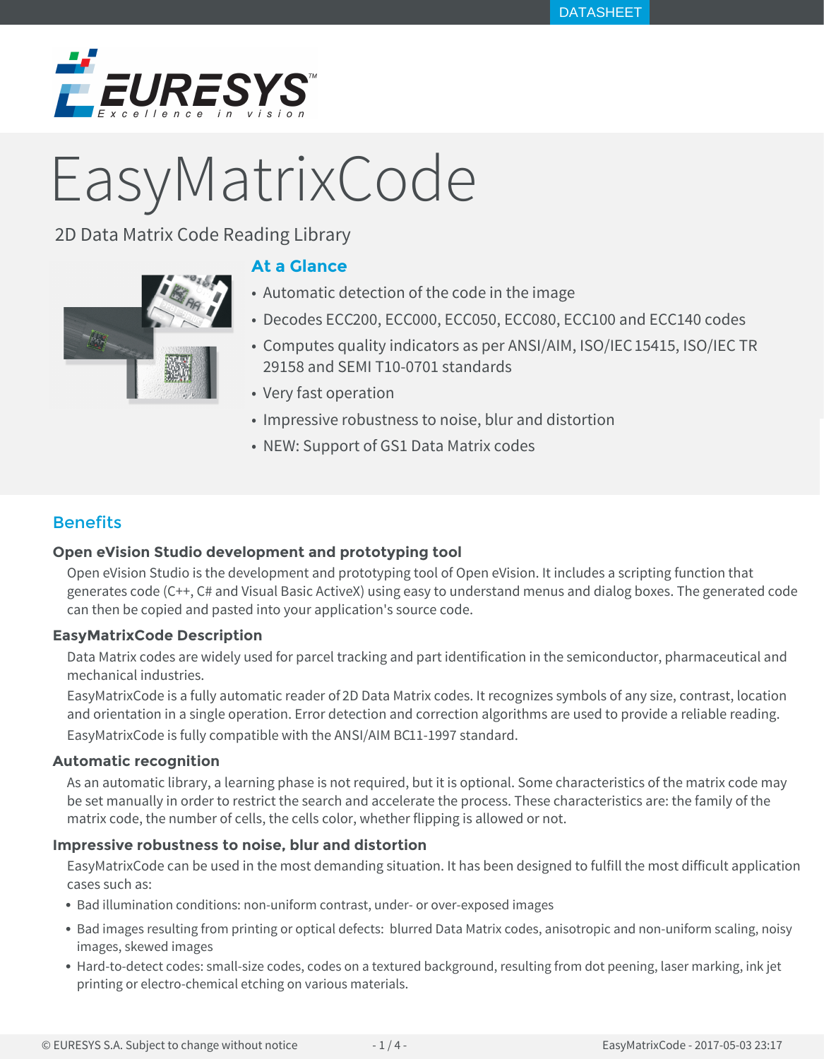DATASHEET

# EasyMatrixCode

2D Data Matrix Code Reading Library

### At a Glance

- Automatic detection of the code in the image
- Decodes ECC200, ECC000, ECC050, ECC080, ECC100 and ECC140 codes
- Computes quality indicators as per ANSI/AIM, ISO/IEC 15415, ISO/IEC TR 29158 and SEMI T10-0701 standards
- Very fast operation
- Impressive robustness to noise, blur and distortion
- NEW: Support of GS1 Data Matrix codes

## Benefits

### Open eVision Studio development and prototyping tool

Open eVision Studio is the development and prototyping tool of Open eVision. It includes a scripting function that generates code (C++, C# and Visual Basic ActiveX) using easy to understand menus and dialog boxes. The generated code can then be copied and pasted into your application's source code.

### EasyMatrixCode Description

Data Matrix codes are widely used for parcel tracking and part identification in the semiconductor, pharmaceutical and mechanical industries.

EasyMatrixCode is a fully automatic reader of 2D Data Matrix codes. It recognizes symbols of any size, contrast, location and orientation in a single operation. Error detection and correction algorithms are used to provide a reliable reading.

EasyMatrixCode is fully compatible with the ANSI/AIM BC11-1997 standard.

### Automatic recognition

As an automatic library, a learning phase is not required, but it is optional. Some characteristics of the matrix code may be set manually in order to restrict the search and accelerate the process. These characteristics are: the family of the matrix code, the number of cells, the cells color, whether flipping is allowed or not.

### Impressive robustness to noise, blur and distortion

EasyMatrixCode can be used in the most demanding situation. It has been designed to fulfill the most difficult application cases such as:

- Bad illumination conditions: non-uniform contrast, under- or over-exposed images
- Bad images resulting from printing or optical defects: blurred Data Matrix codes, anisotropic and non-uniform scaling, noisy images, skewed images
- Hard-to-detect codes: small-size codes, codes on a textured background, resulting from dot peening, laser marking, ink jet printing or electro-chemical etching on various materials.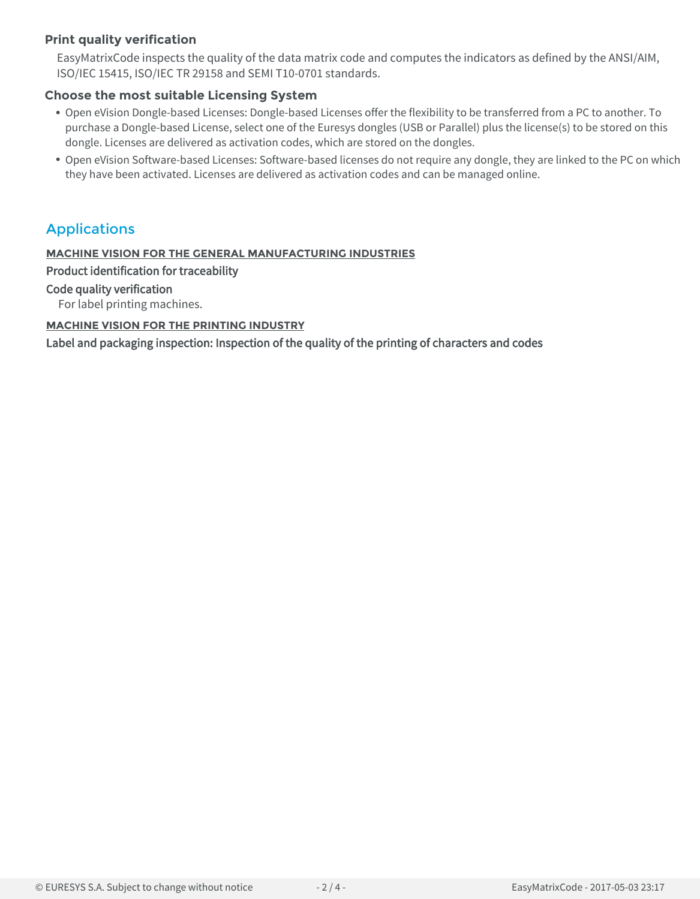### Print quality verification

EasyMatrixCode inspects the quality of the data matrix code and computes the indicators as defined by the ANSI/AIM, ISO/IEC 15415, ISO/IEC TR 29158 and SEMI T10-0701 standards.

### Choose the most suitable Licensing System

- Open eVision Dongle-based Licenses: Dongle-based Licenses offer the flexibility to be transferred from a PC to another. To purchase a Dongle-based License, select one of the Euresys dongles (USB or Parallel) plus the license(s) to be stored on this dongle. Licenses are delivered as activation codes, which are stored on the dongles.
- Open eVision Software-based Licenses: Software-based licenses do not require any dongle, they are linked to the PC on which they have been activated. Licenses are delivered as activation codes and can be managed online.

## Applications

**MACHINE VISION FOR THE GENERAL MANUFACTURING INDUSTRIES**

#### Product identification for traceability

#### Code quality verification

For label printing machines.

**MACHINE VISION FOR THE PRINTING INDUSTRY**

#### Label and packaging inspection: Inspection of the quality of the printing of characters and codes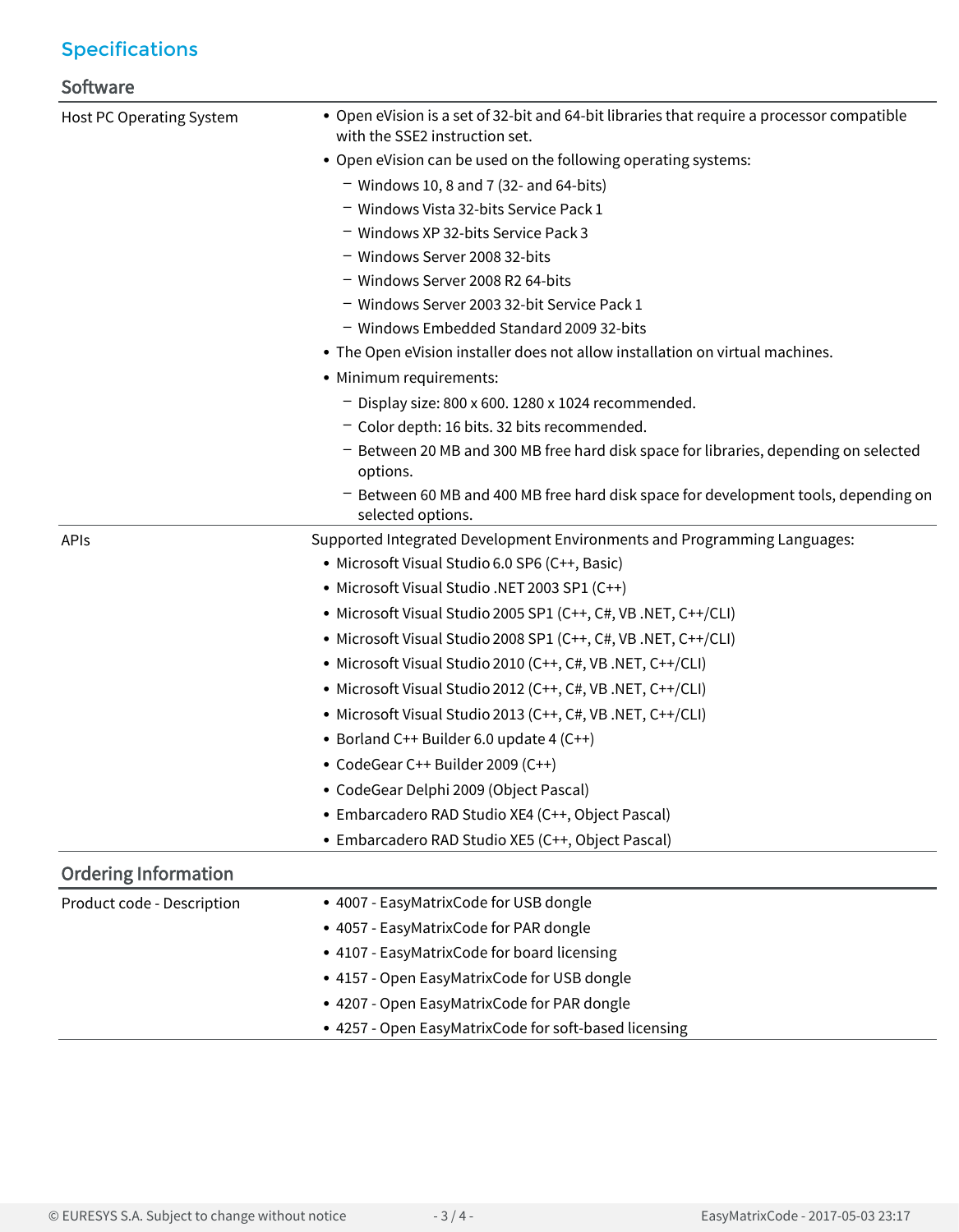## Specifications

### Software

**Host PC Operating System**

- Open eVision is a set of 32-bit and 64-bit libraries that require a processor compatible with the SSE2 instruction set.
- Open eVision can be used on the following operating systems:
  - Windows 10, 8 and 7 (32- and 64-bits)
  - Windows Vista 32-bits Service Pack 1
  - Windows XP 32-bits Service Pack 3
  - Windows Server 2008 32-bits
  - Windows Server 2008 R2 64-bits
  - Windows Server 2003 32-bit Service Pack 1
  - Windows Embedded Standard 2009 32-bits
- The Open eVision installer does not allow installation on virtual machines.
- Minimum requirements:
  - Display size: 800 x 600. 1280 x 1024 recommended.
  - Color depth: 16 bits. 32 bits recommended.
  - Between 20 MB and 300 MB free hard disk space for libraries, depending on selected options.
  - Between 60 MB and 400 MB free hard disk space for development tools, depending on selected options.

**APIs**

Supported Integrated Development Environments and Programming Languages:

- Microsoft Visual Studio 6.0 SP6 (C++, Basic)
- Microsoft Visual Studio .NET 2003 SP1 (C++)
- Microsoft Visual Studio 2005 SP1 (C++, C#, VB .NET, C++/CLI)
- Microsoft Visual Studio 2008 SP1 (C++, C#, VB .NET, C++/CLI)
- Microsoft Visual Studio 2010 (C++, C#, VB .NET, C++/CLI)
- Microsoft Visual Studio 2012 (C++, C#, VB .NET, C++/CLI)
- Microsoft Visual Studio 2013 (C++, C#, VB .NET, C++/CLI)
- Borland C++ Builder 6.0 update 4 (C++)
- CodeGear C++ Builder 2009 (C++)
- CodeGear Delphi 2009 (Object Pascal)
- Embarcadero RAD Studio XE4 (C++, Object Pascal)
- Embarcadero RAD Studio XE5 (C++, Object Pascal)

### Ordering Information

**Product code - Description**

- 4007 - EasyMatrixCode for USB dongle
- 4057 - EasyMatrixCode for PAR dongle
- 4107 - EasyMatrixCode for board licensing
- 4157 - Open EasyMatrixCode for USB dongle
- 4207 - Open EasyMatrixCode for PAR dongle
- 4257 - Open EasyMatrixCode for soft-based licensing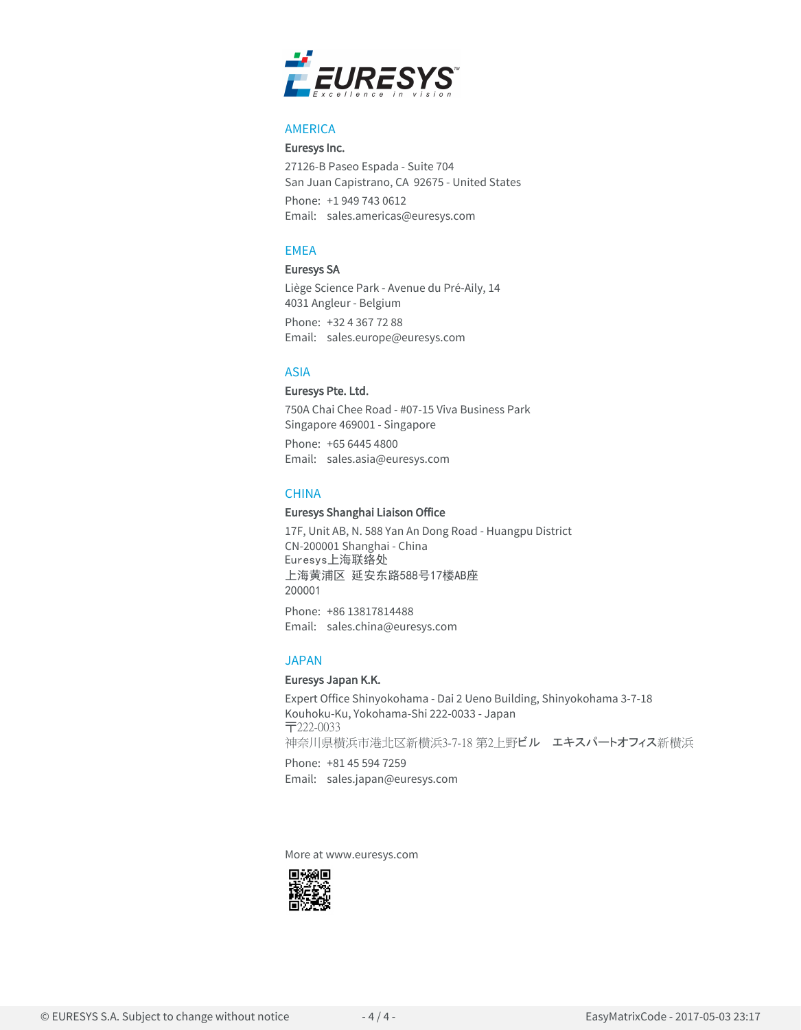## AMERICA

**Euresys Inc.**

27126-B Paseo Espada - Suite 704
San Juan Capistrano, CA  92675 - United States

Phone:  +1 949 743 0612
Email:  sales.americas@euresys.com

## EMEA

**Euresys SA**

Liège Science Park - Avenue du Pré-Aily, 14
4031 Angleur - Belgium

Phone:  +32 4 367 72 88
Email:  sales.europe@euresys.com

## ASIA

**Euresys Pte. Ltd.**

750A Chai Chee Road - #07-15 Viva Business Park
Singapore 469001 - Singapore

Phone:  +65 6445 4800
Email:  sales.asia@euresys.com

## CHINA

**Euresys Shanghai Liaison Office**

17F, Unit AB, N. 588 Yan An Dong Road - Huangpu District
CN-200001 Shanghai - China
Euresys上海联络处
上海黄浦区  延安东路588号17楼AB座
200001

Phone:  +86 13817814488
Email:  sales.china@euresys.com

## JAPAN

**Euresys Japan K.K.**

Expert Office Shinyokohama - Dai 2 Ueno Building, Shinyokohama 3-7-18
Kouhoku-Ku, Yokohama-Shi 222-0033 - Japan
〒222-0033
神奈川県横浜市港北区新横浜3-7-18 第2上野ビル　エキスパートオフィス新横浜

Phone:  +81 45 594 7259
Email:  sales.japan@euresys.com

More at www.euresys.com